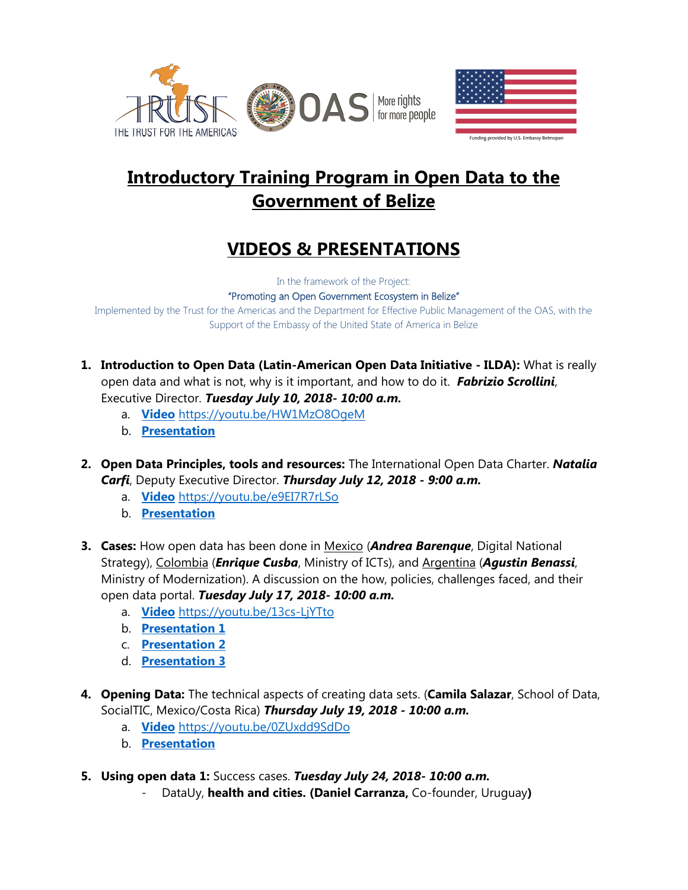# Introductory Training Program in Open Data to the Government of Belize

## VIDEOS & PRESENTATIONS

In the framework of the Project:

"Promoting an Open Government Ecosystem in Belize"

Implemented by the Trust for the Americas and the Department for Effective Public Management of the OAS, with the Support of the Embassy of the United State of America in Belize

1. **Introduction to Open Data (Latin-American Open Data Initiative - ILDA):** What is really open data and what is not, why is it important, and how to do it. ***Fabrizio Scrollini***, Executive Director. ***Tuesday July 10, 2018- 10:00 a.m.***
   a. **Video** https://youtu.be/HW1MzO8OgeM
   b. **Presentation**

2. **Open Data Principles, tools and resources:** The International Open Data Charter. ***Natalia Carfi***, Deputy Executive Director. ***Thursday July 12, 2018 - 9:00 a.m.***
   a. **Video** https://youtu.be/e9EI7R7rLSo
   b. **Presentation**

3. **Cases:** How open data has been done in Mexico (***Andrea Barenque***, Digital National Strategy), Colombia (***Enrique Cusba***, Ministry of ICTs), and Argentina (***Agustin Benassi***, Ministry of Modernization). A discussion on the how, policies, challenges faced, and their open data portal. ***Tuesday July 17, 2018- 10:00 a.m.***
   a. **Video** https://youtu.be/13cs-LjYTto
   b. **Presentation 1**
   c. **Presentation 2**
   d. **Presentation 3**

4. **Opening Data:** The technical aspects of creating data sets. (**Camila Salazar**, School of Data, SocialTIC, Mexico/Costa Rica) ***Thursday July 19, 2018 - 10:00 a.m.***
   a. **Video** https://youtu.be/0ZUxdd9SdDo
   b. **Presentation**

5. **Using open data 1:** Success cases. ***Tuesday July 24, 2018- 10:00 a.m.***
   - DataUy, **health and cities. (Daniel Carranza,** Co-founder, Uruguay**)**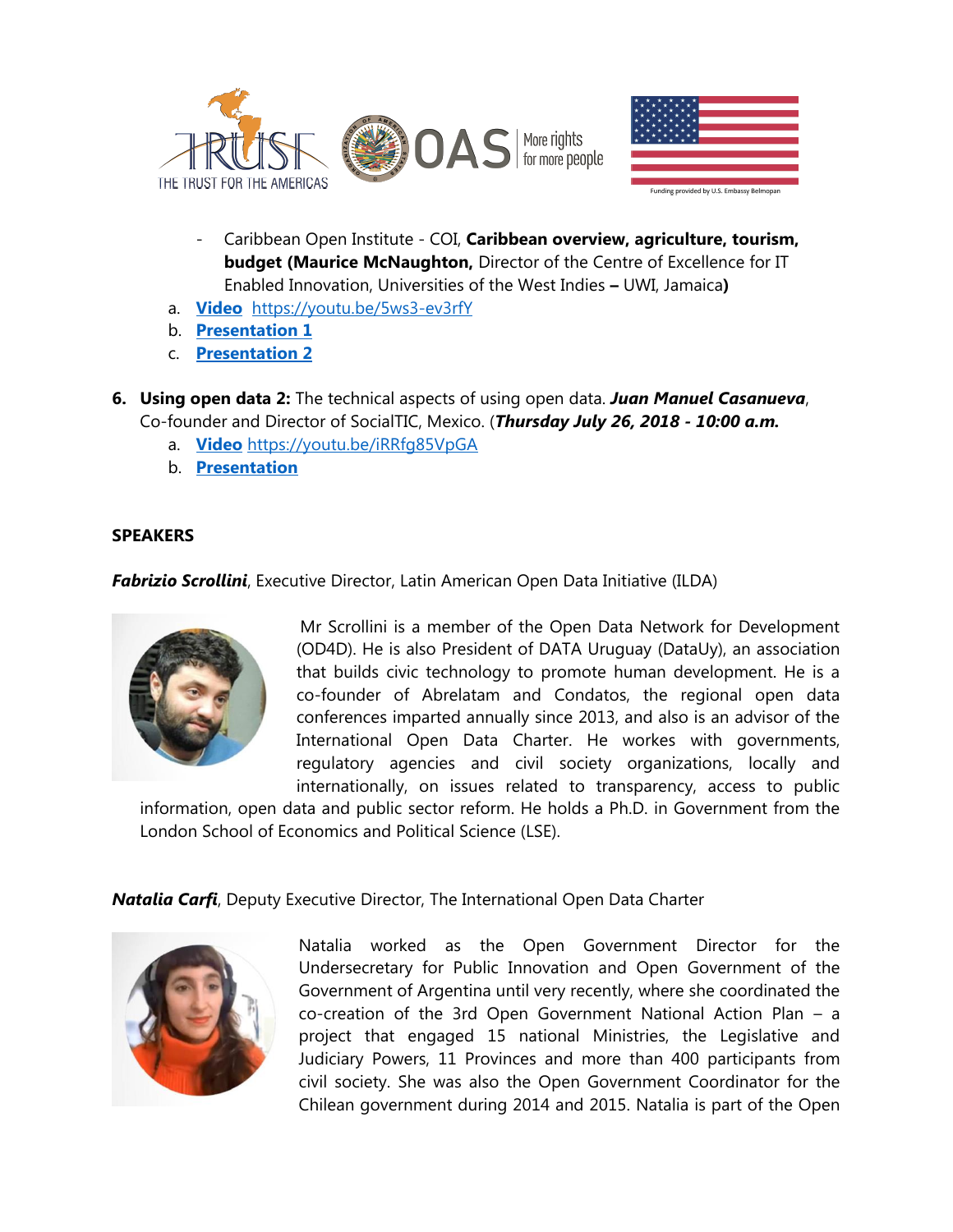- Caribbean Open Institute - COI, **Caribbean overview, agriculture, tourism, budget (Maurice McNaughton,** Director of the Centre of Excellence for IT Enabled Innovation, Universities of the West Indies **–** UWI, Jamaica**)**

  a. **Video** https://youtu.be/5ws3-ev3rfY
  b. **Presentation 1**
  c. **Presentation 2**

6. **Using open data 2:** The technical aspects of using open data. ***Juan Manuel Casanueva***, Co-founder and Director of SocialTIC, Mexico. (***Thursday July 26, 2018 - 10:00 a.m.***

   a. **Video** https://youtu.be/iRRfg85VpGA
   b. **Presentation**

**SPEAKERS**

***Fabrizio Scrollini***, Executive Director, Latin American Open Data Initiative (ILDA)

Mr Scrollini is a member of the Open Data Network for Development (OD4D). He is also President of DATA Uruguay (DataUy), an association that builds civic technology to promote human development. He is a co-founder of Abrelatam and Condatos, the regional open data conferences imparted annually since 2013, and also is an advisor of the International Open Data Charter. He workes with governments, regulatory agencies and civil society organizations, locally and internationally, on issues related to transparency, access to public information, open data and public sector reform. He holds a Ph.D. in Government from the London School of Economics and Political Science (LSE).

***Natalia Carfi***, Deputy Executive Director, The International Open Data Charter

Natalia worked as the Open Government Director for the Undersecretary for Public Innovation and Open Government of the Government of Argentina until very recently, where she coordinated the co-creation of the 3rd Open Government National Action Plan – a project that engaged 15 national Ministries, the Legislative and Judiciary Powers, 11 Provinces and more than 400 participants from civil society. She was also the Open Government Coordinator for the Chilean government during 2014 and 2015. Natalia is part of the Open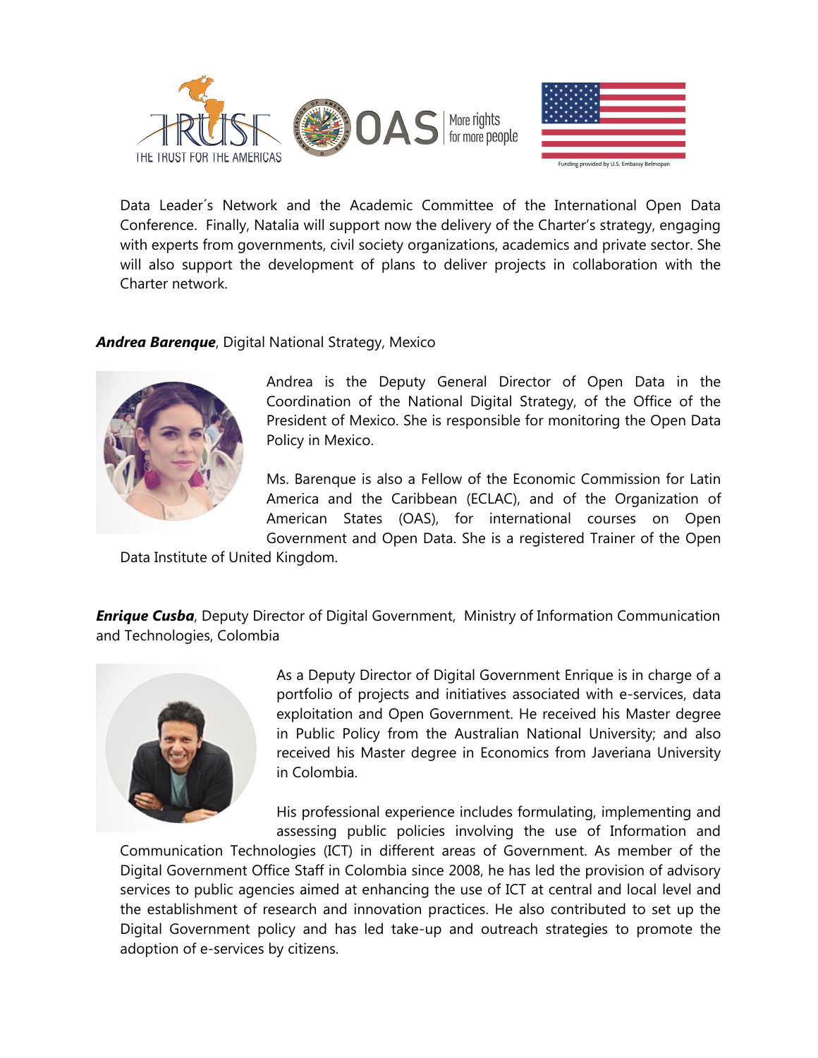Data Leader´s Network and the Academic Committee of the International Open Data Conference. Finally, Natalia will support now the delivery of the Charter's strategy, engaging with experts from governments, civil society organizations, academics and private sector. She will also support the development of plans to deliver projects in collaboration with the Charter network.

***Andrea Barenque***, Digital National Strategy, Mexico

Andrea is the Deputy General Director of Open Data in the Coordination of the National Digital Strategy, of the Office of the President of Mexico. She is responsible for monitoring the Open Data Policy in Mexico.

Ms. Barenque is also a Fellow of the Economic Commission for Latin America and the Caribbean (ECLAC), and of the Organization of American States (OAS), for international courses on Open Government and Open Data. She is a registered Trainer of the Open Data Institute of United Kingdom.

***Enrique Cusba***, Deputy Director of Digital Government, Ministry of Information Communication and Technologies, Colombia

As a Deputy Director of Digital Government Enrique is in charge of a portfolio of projects and initiatives associated with e-services, data exploitation and Open Government. He received his Master degree in Public Policy from the Australian National University; and also received his Master degree in Economics from Javeriana University in Colombia.

His professional experience includes formulating, implementing and assessing public policies involving the use of Information and Communication Technologies (ICT) in different areas of Government. As member of the Digital Government Office Staff in Colombia since 2008, he has led the provision of advisory services to public agencies aimed at enhancing the use of ICT at central and local level and the establishment of research and innovation practices. He also contributed to set up the Digital Government policy and has led take-up and outreach strategies to promote the adoption of e-services by citizens.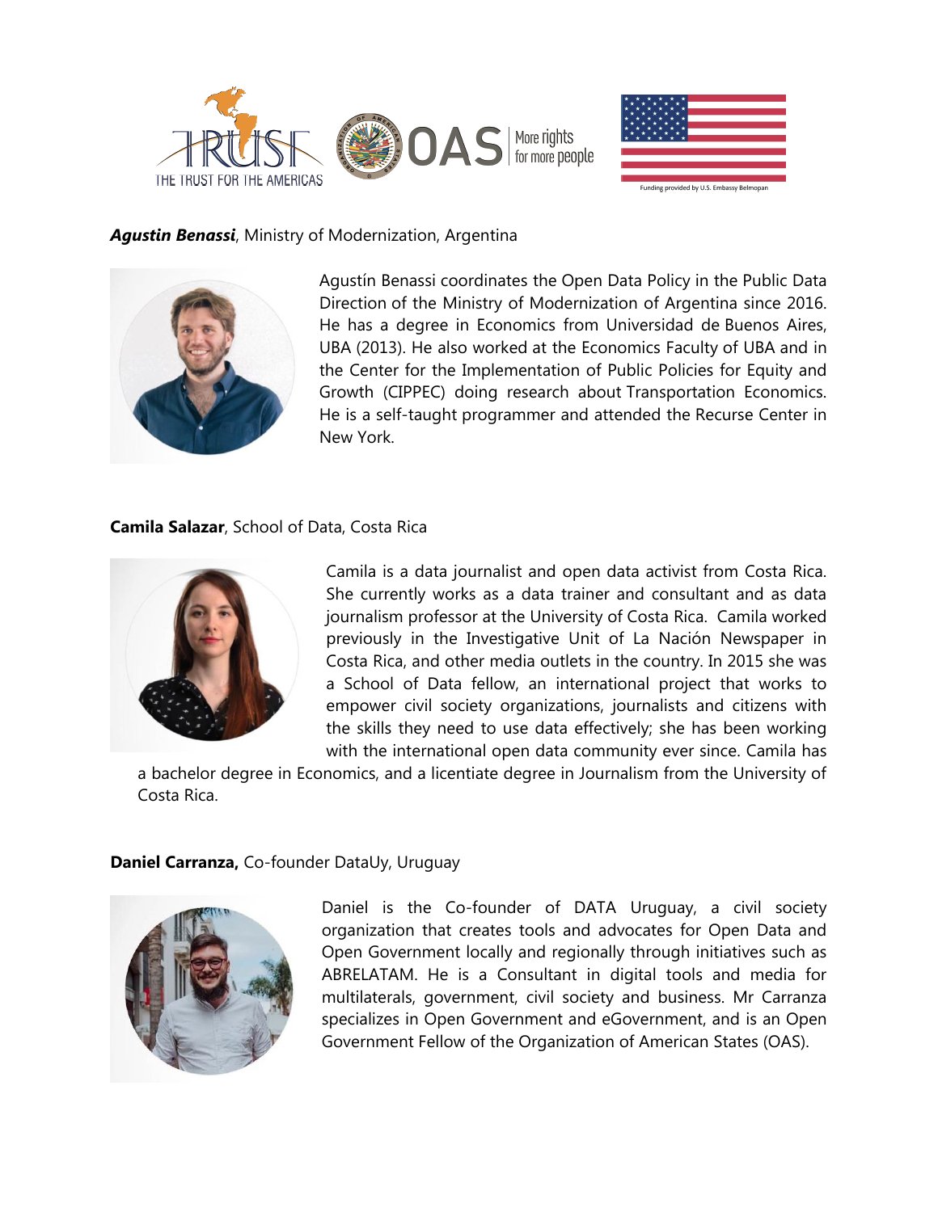***Agustin Benassi***, Ministry of Modernization, Argentina

Agustín Benassi coordinates the Open Data Policy in the Public Data Direction of the Ministry of Modernization of Argentina since 2016. He has a degree in Economics from Universidad de Buenos Aires, UBA (2013). He also worked at the Economics Faculty of UBA and in the Center for the Implementation of Public Policies for Equity and Growth (CIPPEC) doing research about Transportation Economics. He is a self-taught programmer and attended the Recurse Center in New York.

**Camila Salazar**, School of Data, Costa Rica

Camila is a data journalist and open data activist from Costa Rica. She currently works as a data trainer and consultant and as data journalism professor at the University of Costa Rica. Camila worked previously in the Investigative Unit of La Nación Newspaper in Costa Rica, and other media outlets in the country. In 2015 she was a School of Data fellow, an international project that works to empower civil society organizations, journalists and citizens with the skills they need to use data effectively; she has been working with the international open data community ever since. Camila has a bachelor degree in Economics, and a licentiate degree in Journalism from the University of Costa Rica.

**Daniel Carranza,** Co-founder DataUy, Uruguay

Daniel is the Co-founder of DATA Uruguay, a civil society organization that creates tools and advocates for Open Data and Open Government locally and regionally through initiatives such as ABRELATAM. He is a Consultant in digital tools and media for multilaterals, government, civil society and business. Mr Carranza specializes in Open Government and eGovernment, and is an Open Government Fellow of the Organization of American States (OAS).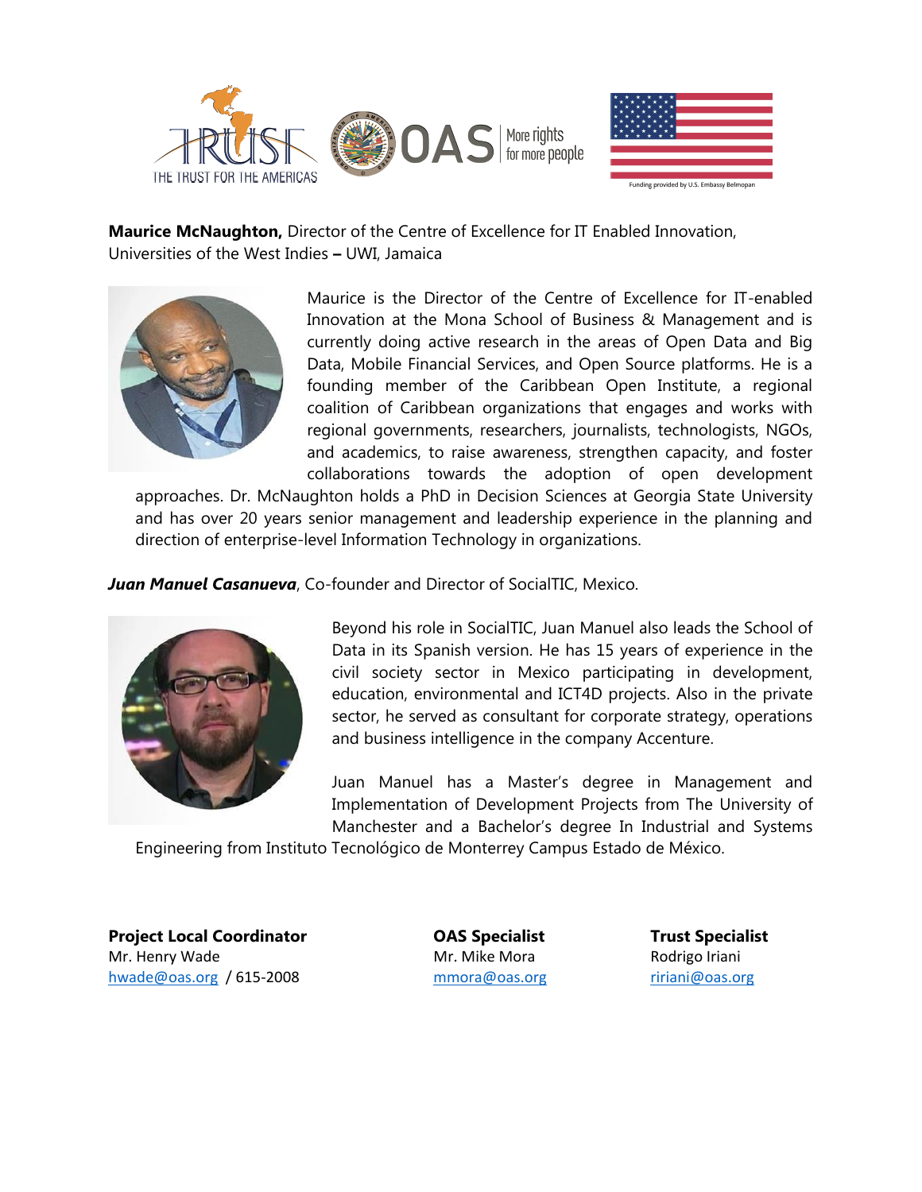**Maurice McNaughton,** Director of the Centre of Excellence for IT Enabled Innovation, Universities of the West Indies **–** UWI, Jamaica

Maurice is the Director of the Centre of Excellence for IT-enabled Innovation at the Mona School of Business & Management and is currently doing active research in the areas of Open Data and Big Data, Mobile Financial Services, and Open Source platforms. He is a founding member of the Caribbean Open Institute, a regional coalition of Caribbean organizations that engages and works with regional governments, researchers, journalists, technologists, NGOs, and academics, to raise awareness, strengthen capacity, and foster collaborations towards the adoption of open development approaches. Dr. McNaughton holds a PhD in Decision Sciences at Georgia State University and has over 20 years senior management and leadership experience in the planning and direction of enterprise-level Information Technology in organizations.

***Juan Manuel Casanueva***, Co-founder and Director of SocialTIC, Mexico.

Beyond his role in SocialTIC, Juan Manuel also leads the School of Data in its Spanish version. He has 15 years of experience in the civil society sector in Mexico participating in development, education, environmental and ICT4D projects. Also in the private sector, he served as consultant for corporate strategy, operations and business intelligence in the company Accenture.

Juan Manuel has a Master's degree in Management and Implementation of Development Projects from The University of Manchester and a Bachelor's degree In Industrial and Systems Engineering from Instituto Tecnológico de Monterrey Campus Estado de México.

**Project Local Coordinator**
Mr. Henry Wade
hwade@oas.org / 615-2008

**OAS Specialist**
Mr. Mike Mora
mmora@oas.org

**Trust Specialist**
Rodrigo Iriani
ririani@oas.org